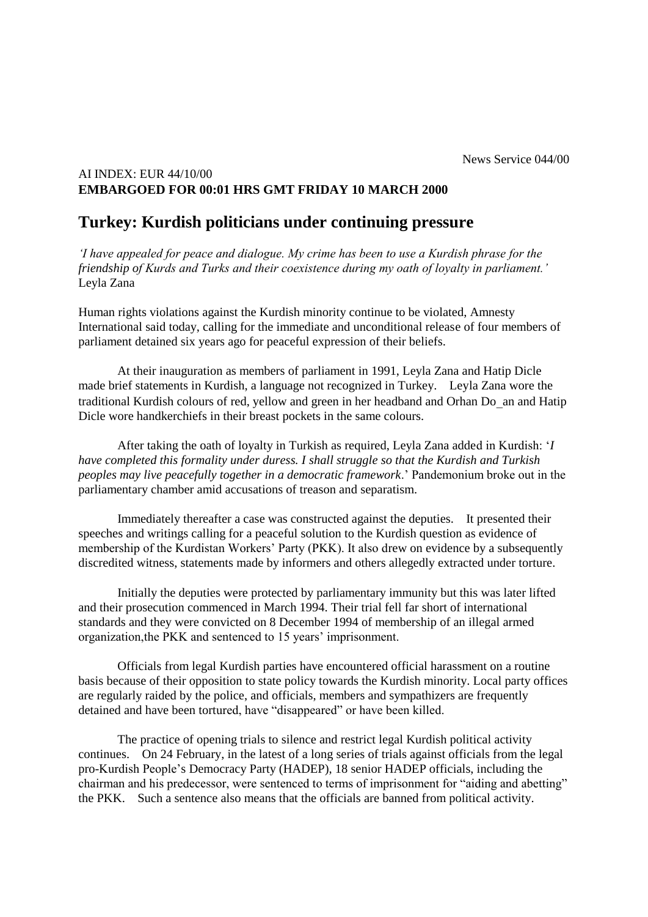News Service 044/00

AI INDEX: EUR 44/10/00
**EMBARGOED FOR 00:01 HRS GMT FRIDAY 10 MARCH 2000**

# Turkey: Kurdish politicians under continuing pressure

*'I have appealed for peace and dialogue. My crime has been to use a Kurdish phrase for the friendship of Kurds and Turks and their coexistence during my oath of loyalty in parliament.'* Leyla Zana

Human rights violations against the Kurdish minority continue to be violated, Amnesty International said today, calling for the immediate and unconditional release of four members of parliament detained six years ago for peaceful expression of their beliefs.

At their inauguration as members of parliament in 1991, Leyla Zana and Hatip Dicle made brief statements in Kurdish, a language not recognized in Turkey. Leyla Zana wore the traditional Kurdish colours of red, yellow and green in her headband and Orhan Do_an and Hatip Dicle wore handkerchiefs in their breast pockets in the same colours.

After taking the oath of loyalty in Turkish as required, Leyla Zana added in Kurdish: '*I have completed this formality under duress. I shall struggle so that the Kurdish and Turkish peoples may live peacefully together in a democratic framework*.' Pandemonium broke out in the parliamentary chamber amid accusations of treason and separatism.

Immediately thereafter a case was constructed against the deputies. It presented their speeches and writings calling for a peaceful solution to the Kurdish question as evidence of membership of the Kurdistan Workers' Party (PKK). It also drew on evidence by a subsequently discredited witness, statements made by informers and others allegedly extracted under torture.

Initially the deputies were protected by parliamentary immunity but this was later lifted and their prosecution commenced in March 1994. Their trial fell far short of international standards and they were convicted on 8 December 1994 of membership of an illegal armed organization,the PKK and sentenced to 15 years' imprisonment.

Officials from legal Kurdish parties have encountered official harassment on a routine basis because of their opposition to state policy towards the Kurdish minority. Local party offices are regularly raided by the police, and officials, members and sympathizers are frequently detained and have been tortured, have "disappeared" or have been killed.

The practice of opening trials to silence and restrict legal Kurdish political activity continues. On 24 February, in the latest of a long series of trials against officials from the legal pro-Kurdish People's Democracy Party (HADEP), 18 senior HADEP officials, including the chairman and his predecessor, were sentenced to terms of imprisonment for "aiding and abetting" the PKK. Such a sentence also means that the officials are banned from political activity.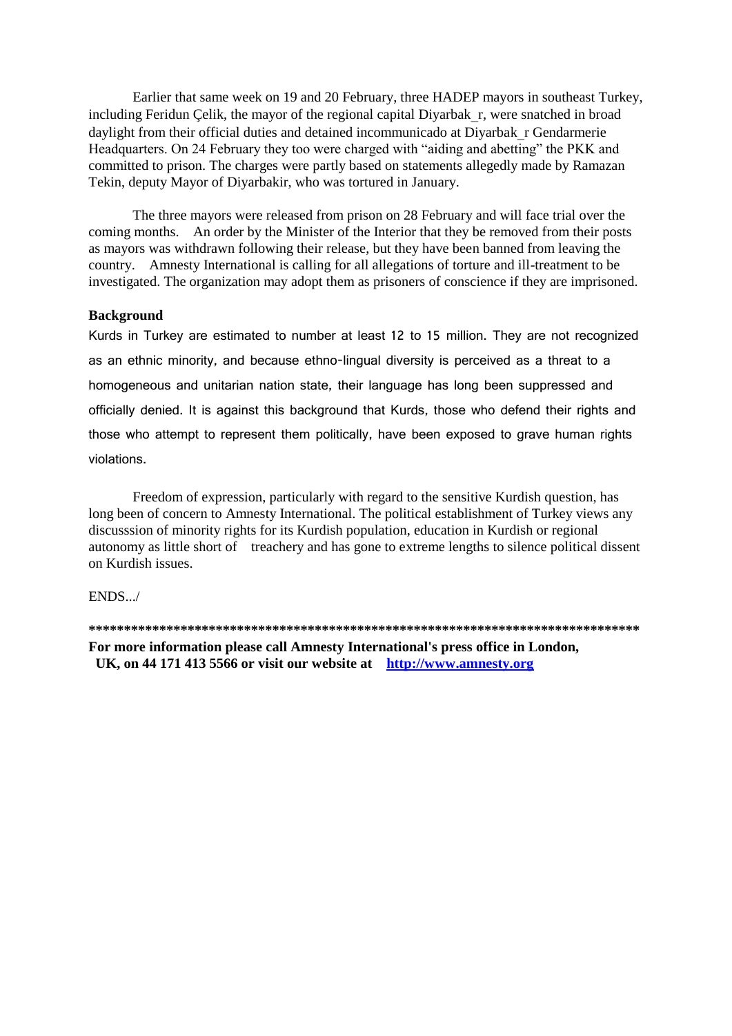Earlier that same week on 19 and 20 February, three HADEP mayors in southeast Turkey, including Feridun Çelik, the mayor of the regional capital Diyarbak_r, were snatched in broad daylight from their official duties and detained incommunicado at Diyarbak_r Gendarmerie Headquarters. On 24 February they too were charged with "aiding and abetting" the PKK and committed to prison. The charges were partly based on statements allegedly made by Ramazan Tekin, deputy Mayor of Diyarbakir, who was tortured in January.

The three mayors were released from prison on 28 February and will face trial over the coming months. An order by the Minister of the Interior that they be removed from their posts as mayors was withdrawn following their release, but they have been banned from leaving the country. Amnesty International is calling for all allegations of torture and ill-treatment to be investigated. The organization may adopt them as prisoners of conscience if they are imprisoned.

**Background**

Kurds in Turkey are estimated to number at least 12 to 15 million. They are not recognized as an ethnic minority, and because ethno-lingual diversity is perceived as a threat to a homogeneous and unitarian nation state, their language has long been suppressed and officially denied. It is against this background that Kurds, those who defend their rights and those who attempt to represent them politically, have been exposed to grave human rights violations.

Freedom of expression, particularly with regard to the sensitive Kurdish question, has long been of concern to Amnesty International. The political establishment of Turkey views any discusssion of minority rights for its Kurdish population, education in Kurdish or regional autonomy as little short of treachery and has gone to extreme lengths to silence political dissent on Kurdish issues.

ENDS.../

**********************************************************************************

**For more information please call Amnesty International's press office in London, UK, on 44 171 413 5566 or visit our website at [http://www.amnesty.org](http://www.amnesty.org)**